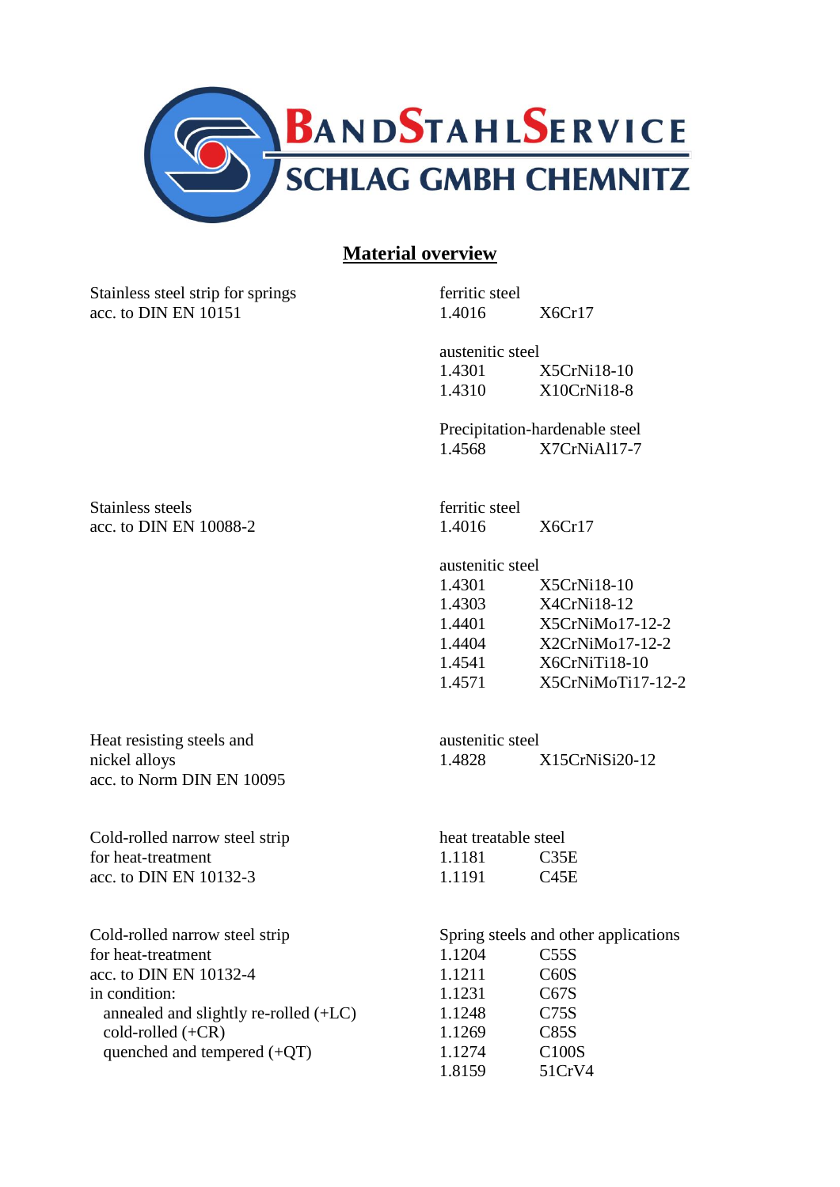BANDSTAHLSERVICE

SCHLAG GMBH CHEMNITZ

# Material overview

| | | |
|---|---|---|
| Stainless steel strip for springs acc. to DIN EN 10151 | ferritic steel | |
| | 1.4016 | X6Cr17 |
| | austenitic steel | |
| | 1.4301 | X5CrNi18-10 |
| | 1.4310 | X10CrNi18-8 |
| | Precipitation-hardenable steel | |
| | 1.4568 | X7CrNiAl17-7 |
| Stainless steels acc. to DIN EN 10088-2 | ferritic steel | |
| | 1.4016 | X6Cr17 |
| | austenitic steel | |
| | 1.4301 | X5CrNi18-10 |
| | 1.4303 | X4CrNi18-12 |
| | 1.4401 | X5CrNiMo17-12-2 |
| | 1.4404 | X2CrNiMo17-12-2 |
| | 1.4541 | X6CrNiTi18-10 |
| | 1.4571 | X5CrNiMoTi17-12-2 |
| Heat resisting steels and nickel alloys acc. to Norm DIN EN 10095 | austenitic steel | |
| | 1.4828 | X15CrNiSi20-12 |
| Cold-rolled narrow steel strip for heat-treatment acc. to DIN EN 10132-3 | heat treatable steel | |
| | 1.1181 | C35E |
| | 1.1191 | C45E |
| Cold-rolled narrow steel strip for heat-treatment acc. to DIN EN 10132-4 in condition: annealed and slightly re-rolled (+LC), cold-rolled (+CR), quenched and tempered (+QT) | Spring steels and other applications | |
| | 1.1204 | C55S |
| | 1.1211 | C60S |
| | 1.1231 | C67S |
| | 1.1248 | C75S |
| | 1.1269 | C85S |
| | 1.1274 | C100S |
| | 1.8159 | 51CrV4 |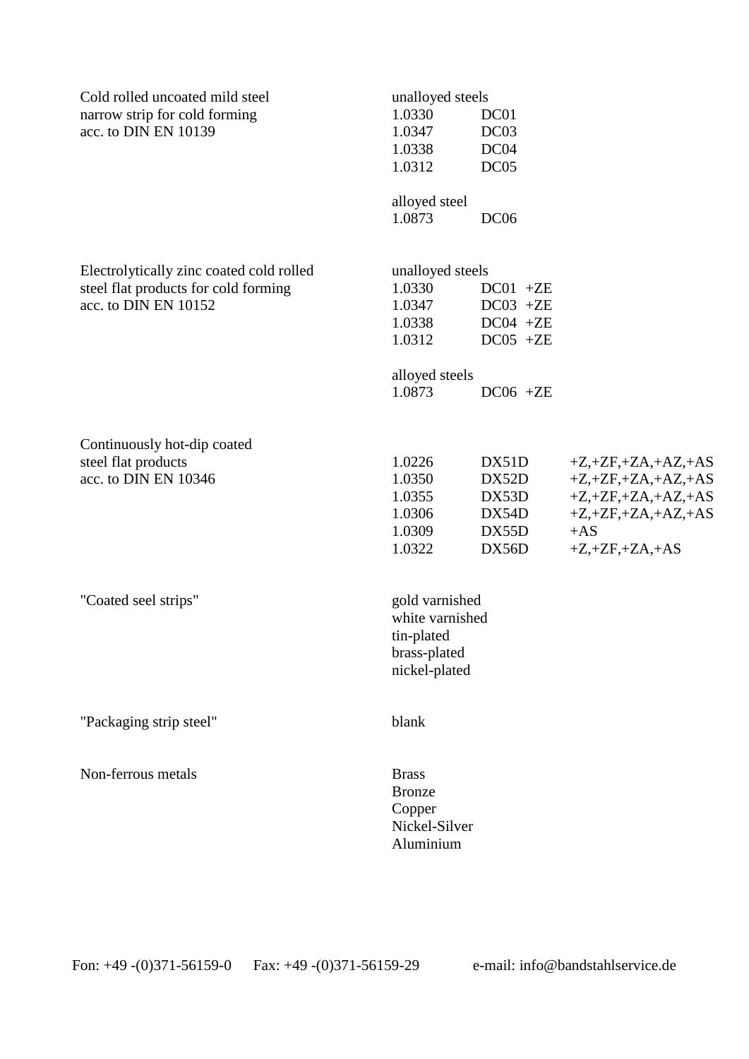| | | | |
|---|---|---|---|
| Cold rolled uncoated mild steel narrow strip for cold forming acc. to DIN EN 10139 | unalloyed steels | | |
| | 1.0330 | DC01 | |
| | 1.0347 | DC03 | |
| | 1.0338 | DC04 | |
| | 1.0312 | DC05 | |
| | alloyed steel | | |
| | 1.0873 | DC06 | |
| Electrolytically zinc coated cold rolled steel flat products for cold forming acc. to DIN EN 10152 | unalloyed steels | | |
| | 1.0330 | DC01 +ZE | |
| | 1.0347 | DC03 +ZE | |
| | 1.0338 | DC04 +ZE | |
| | 1.0312 | DC05 +ZE | |
| | alloyed steels | | |
| | 1.0873 | DC06 +ZE | |
| Continuously hot-dip coated steel flat products acc. to DIN EN 10346 | 1.0226 | DX51D | +Z,+ZF,+ZA,+AZ,+AS |
| | 1.0350 | DX52D | +Z,+ZF,+ZA,+AZ,+AS |
| | 1.0355 | DX53D | +Z,+ZF,+ZA,+AZ,+AS |
| | 1.0306 | DX54D | +Z,+ZF,+ZA,+AZ,+AS |
| | 1.0309 | DX55D | +AS |
| | 1.0322 | DX56D | +Z,+ZF,+ZA,+AS |
| "Coated seel strips" | gold varnished | | |
| | white varnished | | |
| | tin-plated | | |
| | brass-plated | | |
| | nickel-plated | | |
| "Packaging strip steel" | blank | | |
| Non-ferrous metals | Brass | | |
| | Bronze | | |
| | Copper | | |
| | Nickel-Silver | | |
| | Aluminium | | |

Fon: +49 -(0)371-56159-0 Fax: +49 -(0)371-56159-29 e-mail: info@bandstahlservice.de